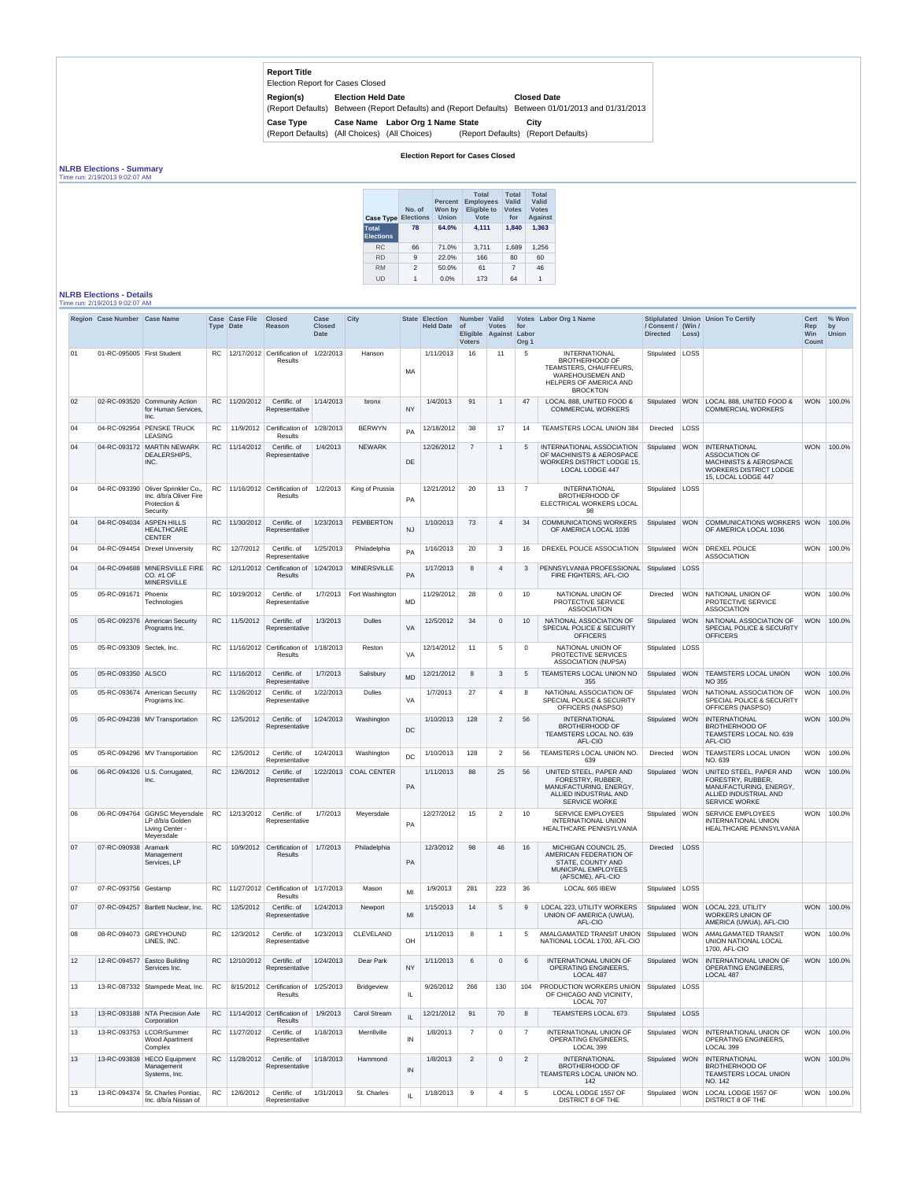**Report Title**
Election Report for Cases Closed

| Region(s) | Election Held Date | Closed Date |
|---|---|---|
| (Report Defaults) | Between (Report Defaults) and (Report Defaults) | Between 01/01/2013 and 01/31/2013 |

| Case Type | Case Name | Labor Org 1 Name | State | City |
|---|---|---|---|---|
| (Report Defaults) | (All Choices) | (All Choices) | (Report Defaults) | (Report Defaults) |

**Election Report for Cases Closed**

## NLRB Elections - Summary

Time run: 2/19/2013 9:02:07 AM

| Case Type | No. of Elections | Percent Won by Union | Total Employees Eligible to Vote | Total Valid Votes for | Total Valid Votes Against |
|---|---|---|---|---|---|
| **Total Elections** | **78** | **64.0%** | **4,111** | **1,840** | **1,363** |
| RC | 66 | 71.0% | 3,711 | 1,689 | 1,256 |
| RD | 9 | 22.0% | 166 | 80 | 60 |
| RM | 2 | 50.0% | 61 | 7 | 46 |
| UD | 1 | 0.0% | 173 | 64 | 1 |

## NLRB Elections - Details

Time run: 2/19/2013 9:02:07 AM

| Region | Case Number | Case Name | Case Type | Case File Date | Closed Reason | Case Closed Date | City | State | Election Held Date | Number of Eligible Voters | Valid Votes Against | Votes for Labor Org 1 | Labor Org 1 Name | Stipulated / Consent / Directed | Union (Win / Loss) | Union To Certify | Cert Rep Win Count | % Won by Union |
|---|---|---|---|---|---|---|---|---|---|---|---|---|---|---|---|---|---|---|
| 01 | 01-RC-095005 | First Student | RC | 12/17/2012 | Certification of Results | 1/22/2013 | Hanson | MA | 1/11/2013 | 16 | 11 | 5 | INTERNATIONAL BROTHERHOOD OF TEAMSTERS, CHAUFFEURS, WAREHOUSEMEN AND HELPERS OF AMERICA AND BROCKTON | Stipulated | LOSS | | | |
| 02 | 02-RC-093520 | Community Action for Human Services, Inc. | RC | 11/20/2012 | Certific. of Representative | 1/14/2013 | bronx | NY | 1/4/2013 | 91 | 1 | 47 | LOCAL 888, UNITED FOOD & COMMERCIAL WORKERS | Stipulated | WON | LOCAL 888, UNITED FOOD & COMMERCIAL WORKERS | WON | 100.0% |
| 04 | 04-RC-092954 | PENSKE TRUCK LEASING | RC | 11/9/2012 | Certification of Results | 1/28/2013 | BERWYN | PA | 12/18/2012 | 38 | 17 | 14 | TEAMSTERS LOCAL UNION 384 | Directed | LOSS | | | |
| 04 | 04-RC-093172 | MARTIN NEWARK DEALERSHIPS, INC. | RC | 11/14/2012 | Certific. of Representative | 1/4/2013 | NEWARK | DE | 12/26/2012 | 7 | 1 | 5 | INTERNATIONAL ASSOCIATION OF MACHINISTS & AEROSPACE WORKERS DISTRICT LODGE 15, LOCAL LODGE 447 | Stipulated | WON | INTERNATIONAL ASSOCIATION OF MACHINISTS & AEROSPACE WORKERS DISTRICT LODGE 15, LOCAL LODGE 447 | WON | 100.0% |
| 04 | 04-RC-093390 | Oliver Sprinkler Co., Inc. d/b/a Oliver Fire Protection & Security | RC | 11/16/2012 | Certification of Results | 1/2/2013 | King of Prussia | PA | 12/21/2012 | 20 | 13 | 7 | INTERNATIONAL BROTHERHOOD OF ELECTRICAL WORKERS LOCAL 98 | Stipulated | LOSS | | | |
| 04 | 04-RC-094034 | ASPEN HILLS HEALTHCARE CENTER | RC | 11/30/2012 | Certific. of Representative | 1/23/2013 | PEMBERTON | NJ | 1/10/2013 | 73 | 4 | 34 | COMMUNICATIONS WORKERS OF AMERICA LOCAL 1036 | Stipulated | WON | COMMUNICATIONS WORKERS OF AMERICA LOCAL 1036 | WON | 100.0% |
| 04 | 04-RC-094454 | Drexel University | RC | 12/7/2012 | Certific. of Representative | 1/25/2013 | Philadelphia | PA | 1/16/2013 | 20 | 3 | 16 | DREXEL POLICE ASSOCIATION | Stipulated | WON | DREXEL POLICE ASSOCIATION | WON | 100.0% |
| 04 | 04-RC-094688 | MINERSVILLE FIRE CO. #1 OF MINERSVILLE | RC | 12/11/2012 | Certification of Results | 1/24/2013 | MINERSVILLE | PA | 1/17/2013 | 8 | 4 | 3 | PENNSYLVANIA PROFESSIONAL FIRE FIGHTERS, AFL-CIO | Stipulated | LOSS | | | |
| 05 | 05-RC-091671 | Phoenix Technologies | RC | 10/19/2012 | Certific. of Representative | 1/7/2013 | Fort Washington | MD | 11/29/2012 | 28 | 0 | 10 | NATIONAL UNION OF PROTECTIVE SERVICE ASSOCIATION | Directed | WON | NATIONAL UNION OF PROTECTIVE SERVICE ASSOCIATION | WON | 100.0% |
| 05 | 05-RC-092376 | American Security Programs Inc. | RC | 11/5/2012 | Certific. of Representative | 1/3/2013 | Dulles | VA | 12/5/2012 | 34 | 0 | 10 | NATIONAL ASSOCIATION OF SPECIAL POLICE & SECURITY OFFICERS | Stipulated | WON | NATIONAL ASSOCIATION OF SPECIAL POLICE & SECURITY OFFICERS | WON | 100.0% |
| 05 | 05-RC-093309 | Sectek, Inc. | RC | 11/16/2012 | Certification of Results | 1/18/2013 | Reston | VA | 12/14/2012 | 11 | 5 | 0 | NATIONAL UNION OF PROTECTIVE SERVICES ASSOCIATION (NUPSA) | Stipulated | LOSS | | | |
| 05 | 05-RC-093350 | ALSCO | RC | 11/16/2012 | Certific. of Representative | 1/7/2013 | Salisbury | MD | 12/21/2012 | 8 | 3 | 5 | TEAMSTERS LOCAL UNION NO 355 | Stipulated | WON | TEAMSTERS LOCAL UNION NO 355 | WON | 100.0% |
| 05 | 05-RC-093674 | American Security Programs Inc. | RC | 11/26/2012 | Certific. of Representative | 1/22/2013 | Dulles | VA | 1/7/2013 | 27 | 4 | 8 | NATIONAL ASSOCIATION OF SPECIAL POLICE & SECURITY OFFICERS (NASPSO) | Stipulated | WON | NATIONAL ASSOCIATION OF SPECIAL POLICE & SECURITY OFFICERS (NASPSO) | WON | 100.0% |
| 05 | 05-RC-094238 | MV Transportation | RC | 12/5/2012 | Certific. of Representative | 1/24/2013 | Washington | DC | 1/10/2013 | 128 | 2 | 56 | INTERNATIONAL BROTHERHOOD OF TEAMSTERS LOCAL NO. 639 AFL-CIO | Stipulated | WON | INTERNATIONAL BROTHERHOOD OF TEAMSTERS LOCAL NO. 639 AFL-CIO | WON | 100.0% |
| 05 | 05-RC-094296 | MV Transportation | RC | 12/5/2012 | Certific. of Representative | 1/24/2013 | Washington | DC | 1/10/2013 | 128 | 2 | 56 | TEAMSTERS LOCAL UNION NO. 639 | Directed | WON | TEAMSTERS LOCAL UNION NO. 639 | WON | 100.0% |
| 06 | 06-RC-094326 | U.S. Corrugated, Inc. | RC | 12/6/2012 | Certific. of Representative | 1/22/2013 | COAL CENTER | PA | 1/11/2013 | 88 | 25 | 56 | UNITED STEEL, PAPER AND FORESTRY, RUBBER, MANUFACTURING, ENERGY, ALLIED INDUSTRIAL AND SERVICE WORKE | Stipulated | WON | UNITED STEEL, PAPER AND FORESTRY, RUBBER, MANUFACTURING, ENERGY, ALLIED INDUSTRIAL AND SERVICE WORKE | WON | 100.0% |
| 06 | 06-RC-094764 | GGNSC Meyersdale LP d/b/a Golden Living Center - Meyersdale | RC | 12/13/2012 | Certific. of Representative | 1/7/2013 | Meyersdale | PA | 12/27/2012 | 15 | 2 | 10 | SERVICE EMPLOYEES INTERNATIONAL UNION HEALTHCARE PENNSYLVANIA | Stipulated | WON | SERVICE EMPLOYEES INTERNATIONAL UNION HEALTHCARE PENNSYLVANIA | WON | 100.0% |
| 07 | 07-RC-090938 | Aramark Management Services, LP | RC | 10/9/2012 | Certification of Results | 1/7/2013 | Philadelphia | PA | 12/3/2012 | 98 | 46 | 16 | MICHIGAN COUNCIL 25, AMERICAN FEDERATION OF STATE, COUNTY AND MUNICIPAL EMPLOYEES (AFSCME), AFL-CIO | Directed | LOSS | | | |
| 07 | 07-RC-093756 | Gestamp | RC | 11/27/2012 | Certification of Results | 1/17/2013 | Mason | MI | 1/9/2013 | 281 | 223 | 36 | LOCAL 665 IBEW | Stipulated | LOSS | | | |
| 07 | 07-RC-094257 | Bartlett Nuclear, Inc. | RC | 12/5/2012 | Certific. of Representative | 1/24/2013 | Newport | MI | 1/15/2013 | 14 | 5 | 9 | LOCAL 223, UTILITY WORKERS UNION OF AMERICA (UWUA), AFL-CIO | Stipulated | WON | LOCAL 223, UTILITY WORKERS UNION OF AMERICA (UWUA), AFL-CIO | WON | 100.0% |
| 08 | 08-RC-094073 | GREYHOUND LINES, INC. | RC | 12/3/2012 | Certific. of Representative | 1/23/2013 | CLEVELAND | OH | 1/11/2013 | 8 | 1 | 5 | AMALGAMATED TRANSIT UNION NATIONAL LOCAL 1700, AFL-CIO | Stipulated | WON | AMALGAMATED TRANSIT UNION NATIONAL LOCAL 1700, AFL-CIO | WON | 100.0% |
| 12 | 12-RC-094577 | Eastco Building Services Inc. | RC | 12/10/2012 | Certific. of Representative | 1/24/2013 | Dear Park | NY | 1/11/2013 | 6 | 0 | 6 | INTERNATIONAL UNION OF OPERATING ENGINEERS, LOCAL 487 | Stipulated | WON | INTERNATIONAL UNION OF OPERATING ENGINEERS, LOCAL 487 | WON | 100.0% |
| 13 | 13-RC-087332 | Stampede Meat, Inc. | RC | 8/15/2012 | Certification of Results | 1/25/2013 | Bridgeview | IL | 9/26/2012 | 266 | 130 | 104 | PRODUCTION WORKERS UNION OF CHICAGO AND VICINITY, LOCAL 707 | Stipulated | LOSS | | | |
| 13 | 13-RC-093188 | NTA Precision Axle Corporation | RC | 11/14/2012 | Certification of Results | 1/9/2013 | Carol Stream | IL | 12/21/2012 | 91 | 70 | 8 | TEAMSTERS LOCAL 673 | Stipulated | LOSS | | | |
| 13 | 13-RC-093753 | LCOR/Summer Wood Apartment Complex | RC | 11/27/2012 | Certific. of Representative | 1/18/2013 | Merrillville | IN | 1/8/2013 | 7 | 0 | 7 | INTERNATIONAL UNION OF OPERATING ENGINEERS, LOCAL 399 | Stipulated | WON | INTERNATIONAL UNION OF OPERATING ENGINEERS, LOCAL 399 | WON | 100.0% |
| 13 | 13-RC-093838 | HECO Equipment Management Systems, Inc. | RC | 11/28/2012 | Certific. of Representative | 1/18/2013 | Hammond | IN | 1/8/2013 | 2 | 0 | 2 | INTERNATIONAL BROTHERHOOD OF TEAMSTERS LOCAL UNION NO. 142 | Stipulated | WON | INTERNATIONAL BROTHERHOOD OF TEAMSTERS LOCAL UNION NO. 142 | WON | 100.0% |
| 13 | 13-RC-094374 | St. Charles Pontiac, Inc. d/b/a Nissan of | RC | 12/6/2012 | Certific. of Representative | 1/31/2013 | St. Charles | IL | 1/18/2013 | 9 | 4 | 5 | LOCAL LODGE 1557 OF DISTRICT 8 OF THE | Stipulated | WON | LOCAL LODGE 1557 OF DISTRICT 8 OF THE | WON | 100.0% |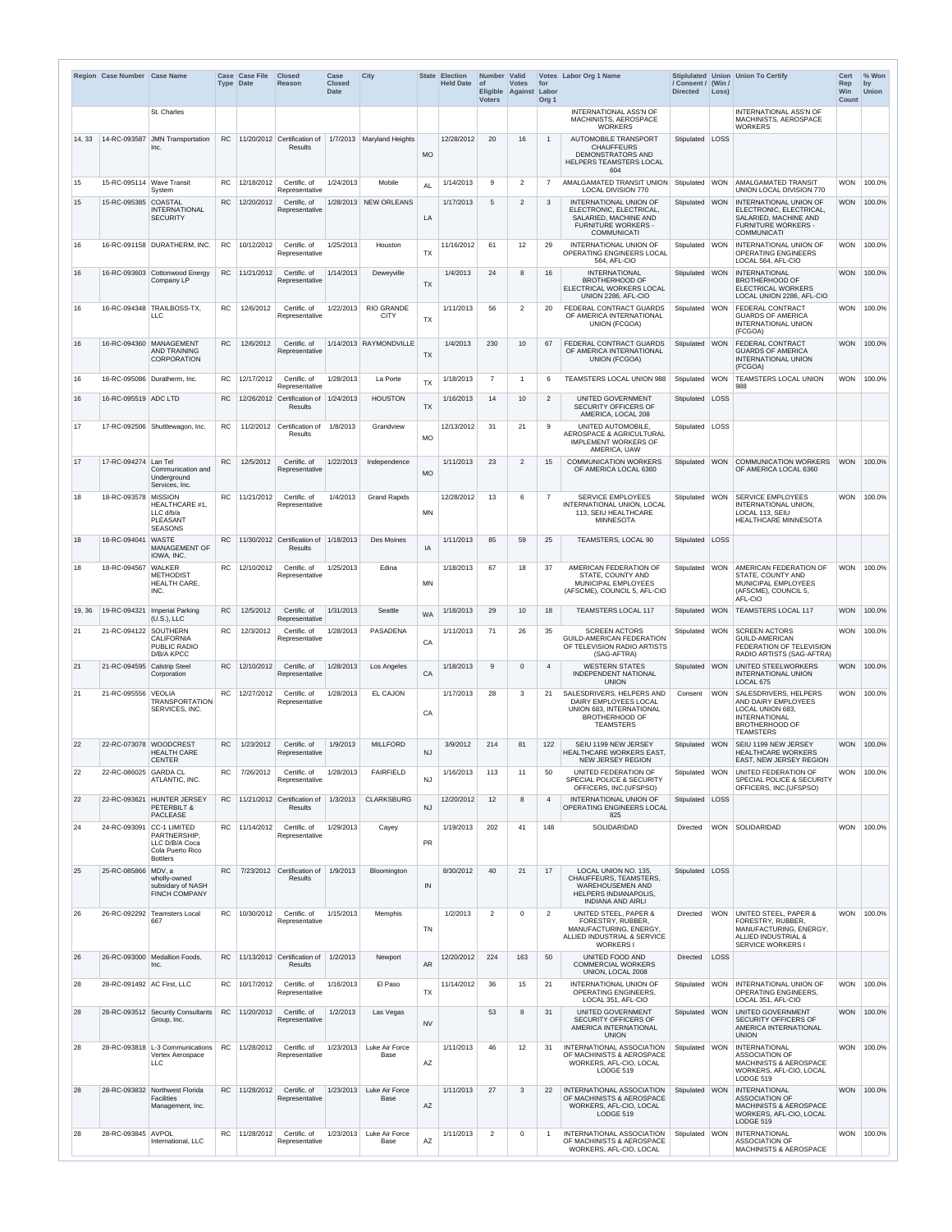| Region | Case Number | Case Name | Case Type | Case File Date | Closed Reason | Case Closed Date | City | State | Election Held Date | Number of Eligible Voters | Valid Votes Against | Votes for Labor Org 1 | Labor Org 1 Name | Stipulated / Consent / Directed | Union (Win / Loss) | Union To Certify | Cert Rep Win Count | % Won by Union |
|---|---|---|---|---|---|---|---|---|---|---|---|---|---|---|---|---|---|---|
| | | St. Charles | | | | | | | | | | | INTERNATIONAL ASS'N OF MACHINISTS, AEROSPACE WORKERS | | | INTERNATIONAL ASS'N OF MACHINISTS, AEROSPACE WORKERS | | |
| 14, 33 | 14-RC-093587 | JMN Transportation Inc. | RC | 11/20/2012 | Certification of Results | 1/7/2013 | Maryland Heights | MO | 12/28/2012 | 20 | 16 | 1 | AUTOMOBILE TRANSPORT CHAUFFEURS DEMONSTRATORS AND HELPERS TEAMSTERS LOCAL 604 | Stipulated | LOSS | | | |
| 15 | 15-RC-095114 | Wave Transit System | RC | 12/18/2012 | Certific. of Representative | 1/24/2013 | Mobile | AL | 1/14/2013 | 9 | 2 | 7 | AMALGAMATED TRANSIT UNION LOCAL DIVISION 770 | Stipulated | WON | AMALGAMATED TRANSIT UNION LOCAL DIVISION 770 | WON | 100.0% |
| 15 | 15-RC-095385 | COASTAL INTERNATIONAL SECURITY | RC | 12/20/2012 | Certific. of Representative | 1/28/2013 | NEW ORLEANS | LA | 1/17/2013 | 5 | 2 | 3 | INTERNATIONAL UNION OF ELECTRONIC, ELECTRICAL, SALARIED, MACHINE AND FURNITURE WORKERS - COMMUNICATI | Stipulated | WON | INTERNATIONAL UNION OF ELECTRONIC, ELECTRICAL, SALARIED, MACHINE AND FURNITURE WORKERS - COMMUNICATI | WON | 100.0% |
| 16 | 16-RC-091158 | DURATHERM, INC. | RC | 10/12/2012 | Certific. of Representative | 1/25/2013 | Houston | TX | 11/16/2012 | 61 | 12 | 29 | INTERNATIONAL UNION OF OPERATING ENGINEERS LOCAL 564, AFL-CIO | Stipulated | WON | INTERNATIONAL UNION OF OPERATING ENGINEERS LOCAL 564, AFL-CIO | WON | 100.0% |
| 16 | 16-RC-093603 | Cottonwood Energy Company LP | RC | 11/21/2012 | Certific. of Representative | 1/14/2013 | Deweyville | TX | 1/4/2013 | 24 | 8 | 16 | INTERNATIONAL BROTHERHOOD OF ELECTRICAL WORKERS LOCAL UNION 2286, AFL-CIO | Stipulated | WON | INTERNATIONAL BROTHERHOOD OF ELECTRICAL WORKERS LOCAL UNION 2286, AFL-CIO | WON | 100.0% |
| 16 | 16-RC-094348 | TRAILBOSS-TX, LLC | RC | 12/6/2012 | Certific. of Representative | 1/22/2013 | RIO GRANDE CITY | TX | 1/11/2013 | 56 | 2 | 20 | FEDERAL CONTRACT GUARDS OF AMERICA INTERNATIONAL UNION (FCGOA) | Stipulated | WON | FEDERAL CONTRACT GUARDS OF AMERICA INTERNATIONAL UNION (FCGOA) | WON | 100.0% |
| 16 | 16-RC-094360 | MANAGEMENT AND TRAINING CORPORATION | RC | 12/6/2012 | Certific. of Representative | 1/14/2013 | RAYMONDVILLE | TX | 1/4/2013 | 230 | 10 | 67 | FEDERAL CONTRACT GUARDS OF AMERICA INTERNATIONAL UNION (FCGOA) | Stipulated | WON | FEDERAL CONTRACT GUARDS OF AMERICA INTERNATIONAL UNION (FCGOA) | WON | 100.0% |
| 16 | 16-RC-095086 | Duratherm, Inc. | RC | 12/17/2012 | Certific. of Representative | 1/28/2013 | La Porte | TX | 1/18/2013 | 7 | 1 | 6 | TEAMSTERS LOCAL UNION 988 | Stipulated | WON | TEAMSTERS LOCAL UNION 988 | WON | 100.0% |
| 16 | 16-RC-095519 | ADC LTD | RC | 12/26/2012 | Certification of Results | 1/24/2013 | HOUSTON | TX | 1/16/2013 | 14 | 10 | 2 | UNITED GOVERNMENT SECURITY OFFICERS OF AMERICA, LOCAL 208 | Stipulated | LOSS | | | |
| 17 | 17-RC-092506 | Shuttlewagon, Inc. | RC | 11/2/2012 | Certification of Results | 1/8/2013 | Grandview | MO | 12/13/2012 | 31 | 21 | 9 | UNITED AUTOMOBILE, AEROSPACE & AGRICULTURAL IMPLEMENT WORKERS OF AMERICA, UAW | Stipulated | LOSS | | | |
| 17 | 17-RC-094274 | Lan Tel Communication and Underground Services, Inc. | RC | 12/5/2012 | Certific. of Representative | 1/22/2013 | Independence | MO | 1/11/2013 | 23 | 2 | 15 | COMMUNICATION WORKERS OF AMERICA LOCAL 6360 | Stipulated | WON | COMMUNICATION WORKERS OF AMERICA LOCAL 6360 | WON | 100.0% |
| 18 | 18-RC-093578 | MISSION HEALTHCARE #1, LLC d/b/a PLEASANT SEASONS | RC | 11/21/2012 | Certific. of Representative | 1/4/2013 | Grand Rapids | MN | 12/28/2012 | 13 | 6 | 7 | SERVICE EMPLOYEES INTERNATIONAL UNION, LOCAL 113, SEIU HEALTHCARE MINNESOTA | Stipulated | WON | SERVICE EMPLOYEES INTERNATIONAL UNION, LOCAL 113, SEIU HEALTHCARE MINNESOTA | WON | 100.0% |
| 18 | 18-RC-094041 | WASTE MANAGEMENT OF IOWA, INC. | RC | 11/30/2012 | Certification of Results | 1/18/2013 | Des Moines | IA | 1/11/2013 | 85 | 59 | 25 | TEAMSTERS, LOCAL 90 | Stipulated | LOSS | | | |
| 18 | 18-RC-094567 | WALKER METHODIST HEALTH CARE, INC. | RC | 12/10/2012 | Certific. of Representative | 1/25/2013 | Edina | MN | 1/18/2013 | 67 | 18 | 37 | AMERICAN FEDERATION OF STATE, COUNTY AND MUNICIPAL EMPLOYEES (AFSCME), COUNCIL 5, AFL-CIO | Stipulated | WON | AMERICAN FEDERATION OF STATE, COUNTY AND MUNICIPAL EMPLOYEES (AFSCME), COUNCIL 5, AFL-CIO | WON | 100.0% |
| 19, 36 | 19-RC-094321 | Imperial Parking (U.S.), LLC | RC | 12/5/2012 | Certific. of Representative | 1/31/2013 | Seattle | WA | 1/18/2013 | 29 | 10 | 18 | TEAMSTERS LOCAL 117 | Stipulated | WON | TEAMSTERS LOCAL 117 | WON | 100.0% |
| 21 | 21-RC-094122 | SOUTHERN CALIFORNIA PUBLIC RADIO D/B/A KPCC | RC | 12/3/2012 | Certific. of Representative | 1/28/2013 | PASADENA | CA | 1/11/2013 | 71 | 26 | 35 | SCREEN ACTORS GUILD-AMERICAN FEDERATION OF TELEVISION RADIO ARTISTS (SAG-AFTRA) | Stipulated | WON | SCREEN ACTORS GUILD-AMERICAN FEDERATION OF TELEVISION RADIO ARTISTS (SAG-AFTRA) | WON | 100.0% |
| 21 | 21-RC-094595 | Calstrip Steel Corporation | RC | 12/10/2012 | Certific. of Representative | 1/28/2013 | Los Angeles | CA | 1/18/2013 | 9 | 0 | 4 | WESTERN STATES INDEPENDENT NATIONAL UNION | Stipulated | WON | UNITED STEELWORKERS INTERNATIONAL UNION LOCAL 675 | WON | 100.0% |
| 21 | 21-RC-095556 | VEOLIA TRANSPORTATION SERVICES, INC. | RC | 12/27/2012 | Certific. of Representative | 1/28/2013 | EL CAJON | CA | 1/17/2013 | 28 | 3 | 21 | SALESDRIVERS, HELPERS AND DAIRY EMPLOYEES LOCAL UNION 683, INTERNATIONAL BROTHERHOOD OF TEAMSTERS | Consent | WON | SALESDRIVERS, HELPERS AND DAIRY EMPLOYEES LOCAL UNION 683, INTERNATIONAL BROTHERHOOD OF TEAMSTERS | WON | 100.0% |
| 22 | 22-RC-073078 | WOODCREST HEALTH CARE CENTER | RC | 1/23/2012 | Certific. of Representative | 1/9/2013 | MILLFORD | NJ | 3/9/2012 | 214 | 81 | 122 | SEIU 1199 NEW JERSEY HEALTHCARE WORKERS EAST, NEW JERSEY REGION | Stipulated | WON | SEIU 1199 NEW JERSEY HEALTHCARE WORKERS EAST, NEW JERSEY REGION | WON | 100.0% |
| 22 | 22-RC-086025 | GARDA CL ATLANTIC, INC. | RC | 7/26/2012 | Certific. of Representative | 1/28/2013 | FAIRFIELD | NJ | 1/16/2013 | 113 | 11 | 50 | UNITED FEDERATION OF SPECIAL POLICE & SECURITY OFFICERS, INC.(UFSPSO) | Stipulated | WON | UNITED FEDERATION OF SPECIAL POLICE & SECURITY OFFICERS, INC.(UFSPSO) | WON | 100.0% |
| 22 | 22-RC-093621 | HUNTER JERSEY PETERBILT & PACLEASE | RC | 11/21/2012 | Certification of Results | 1/3/2013 | CLARKSBURG | NJ | 12/20/2012 | 12 | 8 | 4 | INTERNATIONAL UNION OF OPERATING ENGINEERS LOCAL 825 | Stipulated | LOSS | | | |
| 24 | 24-RC-093091 | CC-1 LIMITED PARTNERSHIP, LLC D/B/A Coca Cola Puerto Rico Bottlers | RC | 11/14/2012 | Certific. of Representative | 1/29/2013 | Cayey | PR | 1/19/2013 | 202 | 41 | 148 | SOLIDARIDAD | Directed | WON | SOLIDARIDAD | WON | 100.0% |
| 25 | 25-RC-085866 | MDV, a wholly-owned subsidary of NASH FINCH COMPANY | RC | 7/23/2012 | Certification of Results | 1/9/2013 | Bloomington | IN | 8/30/2012 | 40 | 21 | 17 | LOCAL UNION NO. 135, CHAUFFEURS, TEAMSTERS, WAREHOUSEMEN AND HELPERS INDIANAPOLIS, INDIANA AND AIRLI | Stipulated | LOSS | | | |
| 26 | 26-RC-092292 | Teamsters Local 667 | RC | 10/30/2012 | Certific. of Representative | 1/15/2013 | Memphis | TN | 1/2/2013 | 2 | 0 | 2 | UNITED STEEL, PAPER & FORESTRY, RUBBER, MANUFACTURING, ENERGY, ALLIED INDUSTRIAL & SERVICE WORKERS I | Directed | WON | UNITED STEEL, PAPER & FORESTRY, RUBBER, MANUFACTURING, ENERGY, ALLIED INDUSTRIAL & SERVICE WORKERS I | WON | 100.0% |
| 26 | 26-RC-093000 | Medallion Foods, Inc. | RC | 11/13/2012 | Certification of Results | 1/2/2013 | Newport | AR | 12/20/2012 | 224 | 163 | 50 | UNITED FOOD AND COMMERCIAL WORKERS UNION, LOCAL 2008 | Directed | LOSS | | | |
| 28 | 28-RC-091492 | AC First, LLC | RC | 10/17/2012 | Certific. of Representative | 1/16/2013 | El Paso | TX | 11/14/2012 | 36 | 15 | 21 | INTERNATIONAL UNION OF OPERATING ENGINEERS, LOCAL 351, AFL-CIO | Stipulated | WON | INTERNATIONAL UNION OF OPERATING ENGINEERS, LOCAL 351, AFL-CIO | WON | 100.0% |
| 28 | 28-RC-093512 | Security Consultants Group, Inc. | RC | 11/20/2012 | Certific. of Representative | 1/2/2013 | Las Vegas | NV | | 53 | 8 | 31 | UNITED GOVERNMENT SECURITY OFFICERS OF AMERICA INTERNATIONAL UNION | Stipulated | WON | UNITED GOVERNMENT SECURITY OFFICERS OF AMERICA INTERNATIONAL UNION | WON | 100.0% |
| 28 | 28-RC-093818 | L-3 Communications Vertex Aerospace LLC | RC | 11/28/2012 | Certific. of Representative | 1/23/2013 | Luke Air Force Base | AZ | 1/11/2013 | 46 | 12 | 31 | INTERNATIONAL ASSOCIATION OF MACHINISTS & AEROSPACE WORKERS, AFL-CIO, LOCAL LODGE 519 | Stipulated | WON | INTERNATIONAL ASSOCIATION OF MACHINISTS & AEROSPACE WORKERS, AFL-CIO, LOCAL LODGE 519 | WON | 100.0% |
| 28 | 28-RC-093832 | Northwest Florida Facilities Management, Inc. | RC | 11/28/2012 | Certific. of Representative | 1/23/2013 | Luke Air Force Base | AZ | 1/11/2013 | 27 | 3 | 22 | INTERNATIONAL ASSOCIATION OF MACHINISTS & AEROSPACE WORKERS, AFL-CIO, LOCAL LODGE 519 | Stipulated | WON | INTERNATIONAL ASSOCIATION OF MACHINISTS & AEROSPACE WORKERS, AFL-CIO, LOCAL LODGE 519 | WON | 100.0% |
| 28 | 28-RC-093845 | AVPOL International, LLC | RC | 11/28/2012 | Certific. of Representative | 1/23/2013 | Luke Air Force Base | AZ | 1/11/2013 | 2 | 0 | 1 | INTERNATIONAL ASSOCIATION OF MACHINISTS & AEROSPACE WORKERS, AFL-CIO, LOCAL | Stipulated | WON | INTERNATIONAL ASSOCIATION OF MACHINISTS & AEROSPACE | WON | 100.0% |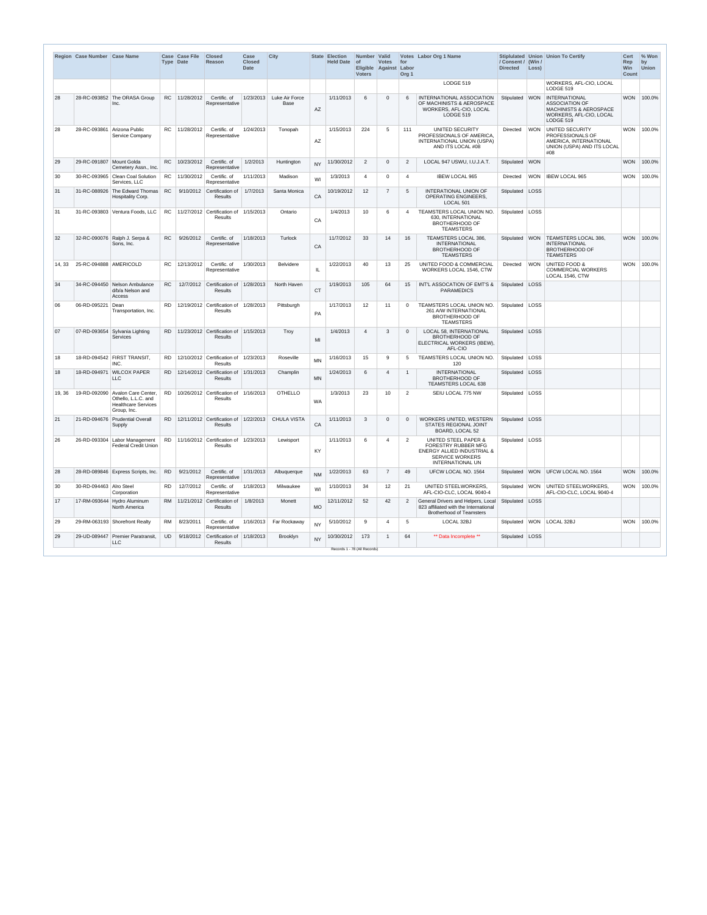| Region | Case Number | Case Name | Case Type | Case File Date | Closed Reason | Case Closed Date | City | State | Election Held Date | Number of Eligible Voters | Valid Votes Against | Votes for Labor Org 1 | Labor Org 1 Name | Stiplulated / Consent / Directed | Union (Win / Loss) | Union To Certify | Cert Rep Win Count | % Won by Union |
|---|---|---|---|---|---|---|---|---|---|---|---|---|---|---|---|---|---|---|
| | | | | | | | | | | | | | LODGE 519 | | | WORKERS, AFL-CIO, LOCAL LODGE 519 | | |
| 28 | 28-RC-093852 | The ORASA Group Inc. | RC | 11/28/2012 | Certific. of Representative | 1/23/2013 | Luke Air Force Base | AZ | 1/11/2013 | 6 | 0 | 6 | INTERNATIONAL ASSOCIATION OF MACHINISTS & AEROSPACE WORKERS, AFL-CIO, LOCAL LODGE 519 | Stipulated | WON | INTERNATIONAL ASSOCIATION OF MACHINISTS & AEROSPACE WORKERS, AFL-CIO, LOCAL LODGE 519 | WON | 100.0% |
| 28 | 28-RC-093861 | Arizona Public Service Company | RC | 11/28/2012 | Certific. of Representative | 1/24/2013 | Tonopah | AZ | 1/15/2013 | 224 | 5 | 111 | UNITED SECURITY PROFESSIONALS OF AMERICA, INTERNATIONAL UNION (USPA) AND ITS LOCAL #08 | Directed | WON | UNITED SECURITY PROFESSIONALS OF AMERICA, INTERNATIONAL UNION (USPA) AND ITS LOCAL #08 | WON | 100.0% |
| 29 | 29-RC-091807 | Mount Golda Cemetery Assn., Inc. | RC | 10/23/2012 | Certific. of Representative | 1/2/2013 | Huntington | NY | 11/30/2012 | 2 | 0 | 2 | LOCAL 947 USWU, I.U.J.A.T. | Stipulated | WON | | WON | 100.0% |
| 30 | 30-RC-093965 | Clean Coal Solution Services, LLC | RC | 11/30/2012 | Certific. of Representative | 1/11/2013 | Madison | WI | 1/3/2013 | 4 | 0 | 4 | IBEW LOCAL 965 | Directed | WON | IBEW LOCAL 965 | WON | 100.0% |
| 31 | 31-RC-088926 | The Edward Thomas Hospitality Corp. | RC | 9/10/2012 | Certification of Results | 1/7/2013 | Santa Monica | CA | 10/19/2012 | 12 | 7 | 5 | INTERATIONAL UNION OF OPERATING ENGINEERS, LOCAL 501 | Stipulated | LOSS | | | |
| 31 | 31-RC-093803 | Ventura Foods, LLC | RC | 11/27/2012 | Certification of Results | 1/15/2013 | Ontario | CA | 1/4/2013 | 10 | 6 | 4 | TEAMSTERS LOCAL UNION NO. 630, INTERNATIONAL BROTHERHOOD OF TEAMSTERS | Stipulated | LOSS | | | |
| 32 | 32-RC-090076 | Ralph J. Serpa & Sons, Inc. | RC | 9/26/2012 | Certific. of Representative | 1/18/2013 | Turlock | CA | 11/7/2012 | 33 | 14 | 16 | TEAMSTERS LOCAL 386, INTERNATIONAL BROTHERHOOD OF TEAMSTERS | Stipulated | WON | TEAMSTERS LOCAL 386, INTERNATIONAL BROTHERHOOD OF TEAMSTERS | WON | 100.0% |
| 14, 33 | 25-RC-094888 | AMERICOLD | RC | 12/13/2012 | Certific. of Representative | 1/30/2013 | Belvidere | IL | 1/22/2013 | 40 | 13 | 25 | UNITED FOOD & COMMERCIAL WORKERS LOCAL 1546, CTW | Directed | WON | UNITED FOOD & COMMERCIAL WORKERS LOCAL 1546, CTW | WON | 100.0% |
| 34 | 34-RC-094450 | Nelson Ambulance d/b/a Nelson and Access | RC | 12/7/2012 | Certification of Results | 1/28/2013 | North Haven | CT | 1/19/2013 | 105 | 64 | 15 | INT'L ASSOCATION OF EMT'S & PARAMEDICS | Stipulated | LOSS | | | |
| 06 | 06-RD-095221 | Dean Transportation, Inc. | RD | 12/19/2012 | Certification of Results | 1/28/2013 | Pittsburgh | PA | 1/17/2013 | 12 | 11 | 0 | TEAMSTERS LOCAL UNION NO. 261 A/W INTERNATIONAL BROTHERHOOD OF TEAMSTERS | Stipulated | LOSS | | | |
| 07 | 07-RD-093654 | Sylvania Lighting Services | RD | 11/23/2012 | Certification of Results | 1/15/2013 | Troy | MI | 1/4/2013 | 4 | 3 | 0 | LOCAL 58, INTERNATIONAL BROTHERHOOD OF ELECTRICAL WORKERS (IBEW), AFL-CIO | Stipulated | LOSS | | | |
| 18 | 18-RD-094542 | FIRST TRANSIT, INC. | RD | 12/10/2012 | Certification of Results | 1/23/2013 | Roseville | MN | 1/16/2013 | 15 | 9 | 5 | TEAMSTERS LOCAL UNION NO. 120 | Stipulated | LOSS | | | |
| 18 | 18-RD-094971 | WILCOX PAPER LLC | RD | 12/14/2012 | Certification of Results | 1/31/2013 | Champlin | MN | 1/24/2013 | 6 | 4 | 1 | INTERNATIONAL BROTHERHOOD OF TEAMSTERS LOCAL 638 | Stipulated | LOSS | | | |
| 19, 36 | 19-RD-092090 | Avalon Care Center, Othello, L.L.C. and Healthcare Services Group, Inc. | RD | 10/26/2012 | Certification of Results | 1/16/2013 | OTHELLO | WA | 1/3/2013 | 23 | 10 | 2 | SEIU LOCAL 775 NW | Stipulated | LOSS | | | |
| 21 | 21-RD-094676 | Prudential Overall Supply | RD | 12/11/2012 | Certification of Results | 1/22/2013 | CHULA VISTA | CA | 1/11/2013 | 3 | 0 | 0 | WORKERS UNITED, WESTERN STATES REGIONAL JOINT BOARD, LOCAL 52 | Stipulated | LOSS | | | |
| 26 | 26-RD-093304 | Labor Management Federal Credit Union | RD | 11/16/2012 | Certification of Results | 1/23/2013 | Lewisport | KY | 1/11/2013 | 6 | 4 | 2 | UNITED STEEL PAPER & FORESTRY RUBBER MFG ENERGY ALLIED INDUSTRIAL & SERVICE WORKERS INTERNATIONAL UN | Stipulated | LOSS | | | |
| 28 | 28-RD-089846 | Express Scripts, Inc. | RD | 9/21/2012 | Certific. of Representative | 1/31/2013 | Albuquerque | NM | 1/22/2013 | 63 | 7 | 49 | UFCW LOCAL NO. 1564 | Stipulated | WON | UFCW LOCAL NO. 1564 | WON | 100.0% |
| 30 | 30-RD-094463 | Alro Steel Corporation | RD | 12/7/2012 | Certific. of Representative | 1/18/2013 | Milwaukee | WI | 1/10/2013 | 34 | 12 | 21 | UNITED STEELWORKERS, AFL-CIO-CLC, LOCAL 9040-4 | Stipulated | WON | UNITED STEELWORKERS, AFL-CIO-CLC, LOCAL 9040-4 | WON | 100.0% |
| 17 | 17-RM-093644 | Hydro Aluminum North America | RM | 11/21/2012 | Certification of Results | 1/8/2013 | Monett | MO | 12/11/2012 | 52 | 42 | 2 | General Drivers and Helpers, Local 823 affiliated with the International Brotherhood of Teamsters | Stipulated | LOSS | | | |
| 29 | 29-RM-063193 | Shorefront Realty | RM | 8/23/2011 | Certific. of Representative | 1/16/2013 | Far Rockaway | NY | 5/10/2012 | 9 | 4 | 5 | LOCAL 32BJ | Stipulated | WON | LOCAL 32BJ | WON | 100.0% |
| 29 | 29-UD-089447 | Premier Paratransit, LLC | UD | 9/18/2012 | Certification of Results | 1/18/2013 | Brooklyn | NY | 10/30/2012 | 173 | 1 | 64 | ** Data Incomplete ** | Stipulated | LOSS | | | |

Records 1 - 78 (All Records)